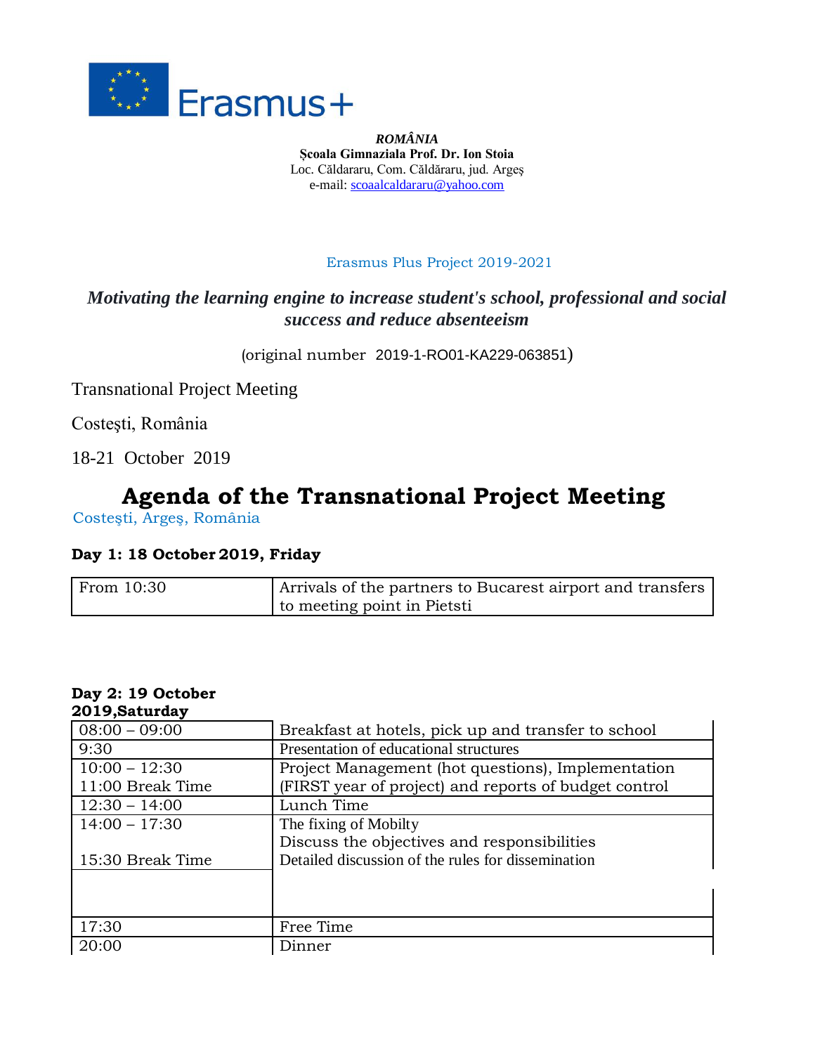***ROMÂNIA***
**Școala Gimnaziala Prof. Dr. Ion Stoia**
Loc. Căldararu, Com. Căldăraru, jud. Argeș
e-mail: scoaalcaldararu@yahoo.com

Erasmus Plus Project 2019-2021

***Motivating the learning engine to increase student's school, professional and social success and reduce absenteeism***

(original number 2019-1-RO01-KA229-063851)

Transnational Project Meeting

Costeşti, România

18-21 October 2019

# Agenda of the Transnational Project Meeting

Costeşti, Argeş, România

### Day 1: 18 October 2019, Friday

| | |
|---|---|
| From 10:30 | Arrivals of the partners to Bucarest airport and transfers to meeting point in Pietsti |

### Day 2: 19 October 2019,Saturday

| | |
|---|---|
| 08:00 – 09:00 | Breakfast at hotels, pick up and transfer to school |
| 9:30 | Presentation of educational structures |
| 10:00 – 12:30<br>11:00 Break Time | Project Management (hot questions), Implementation (FIRST year of project) and reports of budget control |
| 12:30 – 14:00 | Lunch Time |
| 14:00 – 17:30<br><br>15:30 Break Time | The fixing of Mobilty<br>Discuss the objectives and responsibilities<br>Detailed discussion of the rules for dissemination |
| | |
| 17:30 | Free Time |
| 20:00 | Dinner |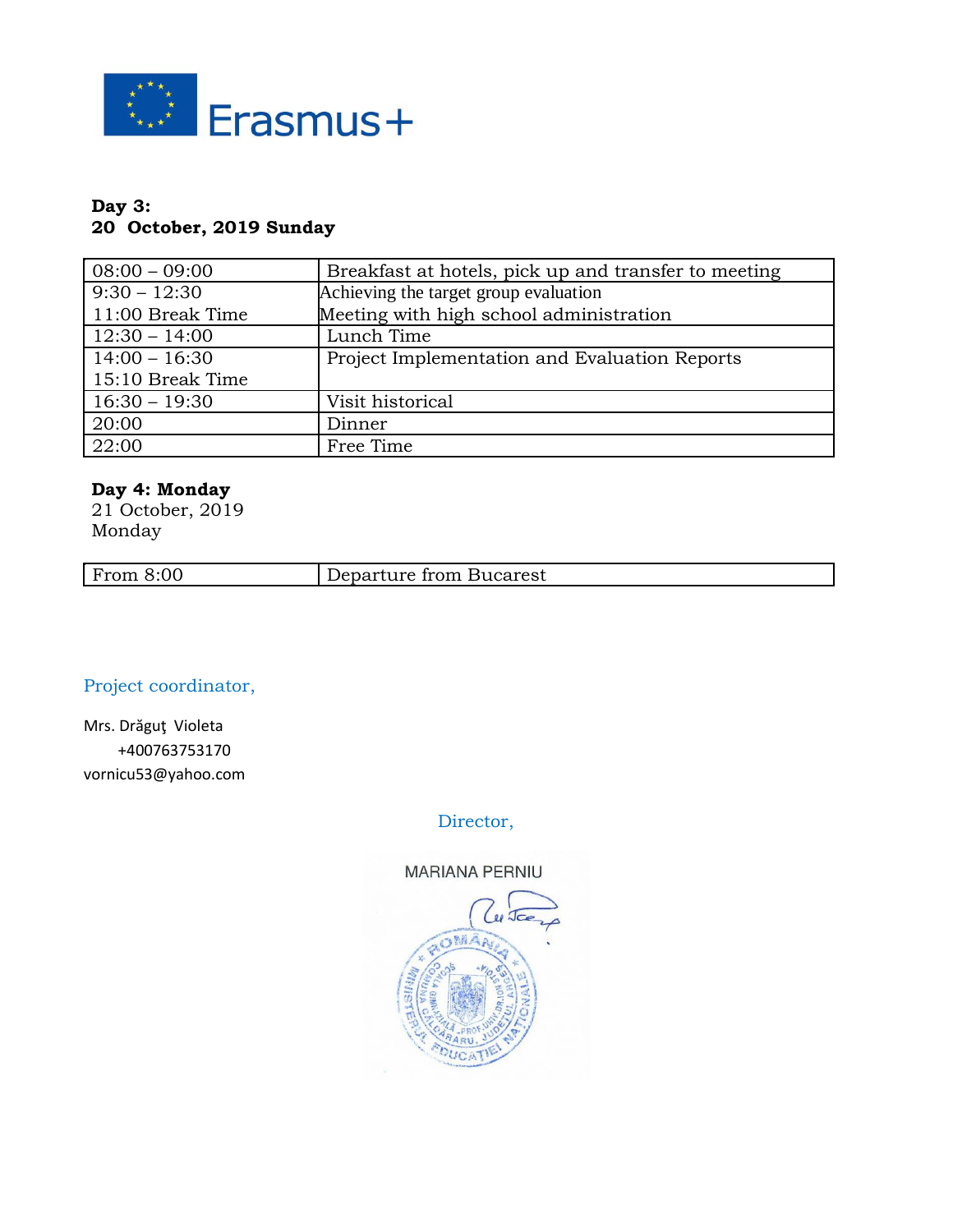**Day 3:**
**20 October, 2019 Sunday**

| | |
|---|---|
| 08:00 – 09:00 | Breakfast at hotels, pick up and transfer to meeting |
| 9:30 – 12:30<br>11:00 Break Time | Achieving the target group evaluation<br>Meeting with high school administration |
| 12:30 – 14:00 | Lunch Time |
| 14:00 – 16:30<br>15:10 Break Time | Project Implementation and Evaluation Reports |
| 16:30 – 19:30 | Visit historical |
| 20:00 | Dinner |
| 22:00 | Free Time |

**Day 4: Monday**
21 October, 2019
Monday

| | |
|---|---|
| From 8:00 | Departure from Bucarest |

Project coordinator,

Mrs. Drăguţ Violeta
+400763753170
vornicu53@yahoo.com

Director,

MARIANA PERNIU